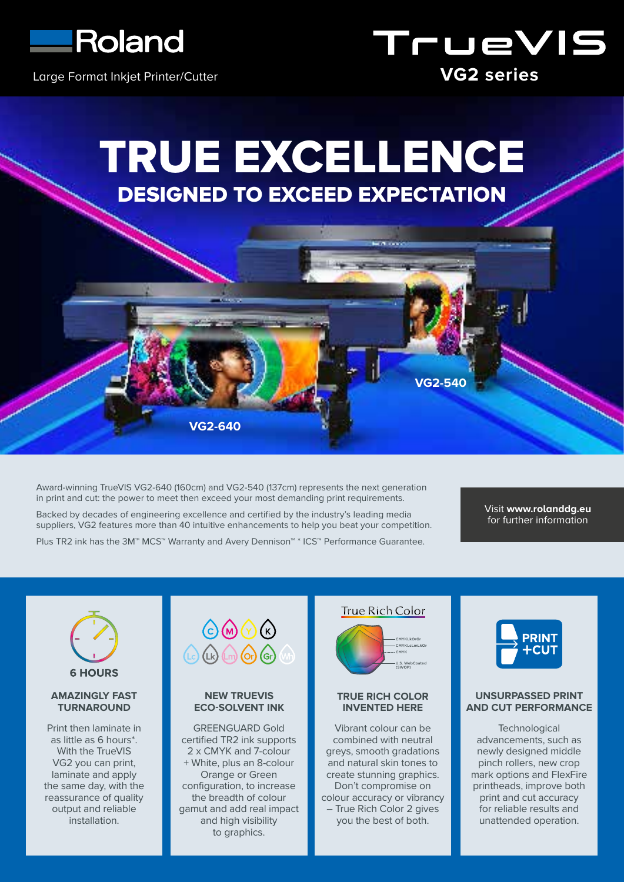Roland

Large Format Inkjet Printer/Cutter

TrueVIS
VG2 series

# TRUE EXCELLENCE

## DESIGNED TO EXCEED EXPECTATION

VG2-540

VG2-640

Award-winning TrueVIS VG2-640 (160cm) and VG2-540 (137cm) represents the next generation in print and cut: the power to meet then exceed your most demanding print requirements.

Backed by decades of engineering excellence and certified by the industry's leading media suppliers, VG2 features more than 40 intuitive enhancements to help you beat your competition.

Plus TR2 ink has the 3M™ MCS™ Warranty and Avery Dennison™ * ICS™ Performance Guarantee.

Visit **www.rolanddg.eu** for further information

6 HOURS

### AMAZINGLY FAST TURNAROUND

Print then laminate in as little as 6 hours*. With the TrueVIS VG2 you can print, laminate and apply the same day, with the reassurance of quality output and reliable installation.

C M Y K
Lc Lk Lm Or Gr Wh

### NEW TRUEVIS ECO-SOLVENT INK

GREENGUARD Gold certified TR2 ink supports 2 x CMYK and 7-colour + White, plus an 8-colour Orange or Green configuration, to increase the breadth of colour gamut and add real impact and high visibility to graphics.

True Rich Color

CMYKLkOrGr
CMYKLcLmLkOr
CMYK
U.S. WebCoated (SWOP)

### TRUE RICH COLOR INVENTED HERE

Vibrant colour can be combined with neutral greys, smooth gradations and natural skin tones to create stunning graphics. Don't compromise on colour accuracy or vibrancy – True Rich Color 2 gives you the best of both.

PRINT +CUT

### UNSURPASSED PRINT AND CUT PERFORMANCE

Technological advancements, such as newly designed middle pinch rollers, new crop mark options and FlexFire printheads, improve both print and cut accuracy for reliable results and unattended operation.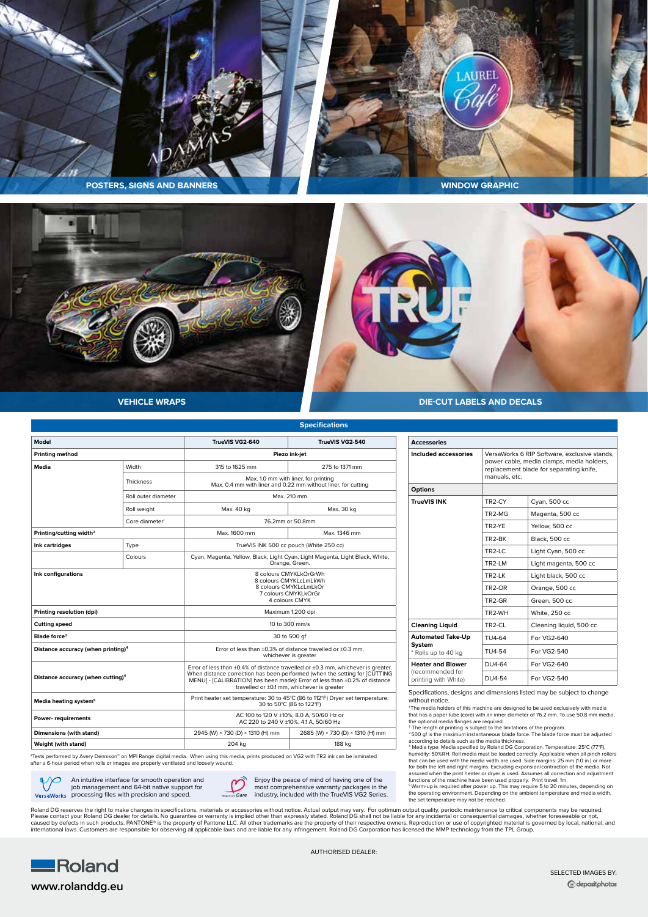POSTERS, SIGNS AND BANNERS

WINDOW GRAPHIC

VEHICLE WRAPS

DIE-CUT LABELS AND DECALS

## Specifications

| Model | | TrueVIS VG2-640 | TrueVIS VG2-540 |
|---|---|---|---|
| Printing method | | Piezo ink-jet | |
| Media | Width | 315 to 1625 mm | 275 to 1371 mm |
| | Thickness | Max. 1.0 mm with liner, for printing<br>Max. 0.4 mm with liner and 0.22 mm without liner, for cutting | |
| | Roll outer diameter | Max. 210 mm | |
| | Roll weight | Max. 40 kg | Max. 30 kg |
| | Core diameter[1] | 76.2mm or 50.8mm | |
| Printing/cutting width[2] | | Max. 1600 mm | Max. 1346 mm |
| Ink cartridges | Type | TrueVIS INK 500 cc pouch (White 250 cc) | |
| | Colours | Cyan, Magenta, Yellow, Black, Light Cyan, Light Magenta, Light Black, White, Orange, Green. | |
| Ink configurations | | 8 colours CMYKLkOrGrWh<br>8 colours CMYKLcLmLkWh<br>8 colours CMYKLcLmLkOr<br>7 colours CMYKLkOrGr<br>4 colours CMYK | |
| Printing resolution (dpi) | | Maximum 1,200 dpi | |
| Cutting speed | | 10 to 300 mm/s | |
| Blade force[3] | | 30 to 500 gf | |
| Distance accuracy (when printing)[4] | | Error of less than ±0.3% of distance travelled or ±0.3 mm, whichever is greater | |
| Distance accuracy (when cutting)[4] | | Error of less than ±0.4% of distance travelled or ±0.3 mm, whichever is greater. When distance correction has been performed (when the setting for [CUTTING MENU] - [CALIBRATION] has been made): Error of less than ±0.2% of distance travelled or ±0.1 mm, whichever is greater | |
| Media heating system[5] | | Print heater set temperature: 30 to 45°C (86 to 112°F) Dryer set temperature: 30 to 50°C (86 to 122°F) | |
| Power- requirements | | AC 100 to 120 V ±10%, 8.0 A, 50/60 Hz or<br>AC 220 to 240 V ±10%, 4.1 A, 50/60 Hz | |
| Dimensions (with stand) | | 2945 (W) × 730 (D) × 1310 (H) mm | 2685 (W) × 730 (D) × 1310 (H) mm |
| Weight (with stand) | | 204 kg | 188 kg |

*Tests performed by Avery Dennison™ on MPI Range digital media. When using this media, prints produced on VG2 with TR2 ink can be laminated after a 6-hour period when rolls or images are properly ventilated and loosely wound.

| Accessories | | |
|---|---|---|
| Included accessories | VersaWorks 6 RIP Software, exclusive stands, power cable, media clamps, media holders, replacement blade for separating knife, manuals, etc. | |
| Options | | |
| TrueVIS INK | TR2-CY | Cyan, 500 cc |
| | TR2-MG | Magenta, 500 cc |
| | TR2-YE | Yellow, 500 cc |
| | TR2-BK | Black, 500 cc |
| | TR2-LC | Light Cyan, 500 cc |
| | TR2-LM | Light magenta, 500 cc |
| | TR2-LK | Light black, 500 cc |
| | TR2-OR | Orange, 500 cc |
| | TR2-GR | Green, 500 cc |
| | TR2-WH | White, 250 cc |
| Cleaning Liquid | TR2-CL | Cleaning liquid, 500 cc |
| Automated Take-Up System<br>* Rolls up to 40 kg | TU4-64 | For VG2-640 |
| | TU4-54 | For VG2-540 |
| Heater and Blower (recommended for printing with White) | DU4-64 | For VG2-640 |
| | DU4-54 | For VG2-540 |

Specifications, designs and dimensions listed may be subject to change without notice.

[1] The media holders of this machine are designed to be used exclusively with media that has a paper tube (core) with an inner diameter of 76.2 mm. To use 50.8 mm media, the optional media flanges are required.
[2] The length of printing is subject to the limitations of the program.
[3] 500 gf is the maximum instantaneous blade force. The blade force must be adjusted according to details such as the media thickness.
[4] Media type: Media specified by Roland DG Corporation. Temperature: 25°C (77°F), humidity: 50%RH. Roll media must be loaded correctly. Applicable when all pinch rollers that can be used with the media width are used. Side margins: 25 mm (1.0 in.) or more for both the left and right margins. Excluding expansion/contraction of the media. Not assured when the print heater or dryer is used. Assumes all correction and adjustment functions of the machine have been used properly. Print travel: 1m.
[5] Warm-up is required after power up. This may require 5 to 20 minutes, depending on the operating environment. Depending on the ambient temperature and media width, the set temperature may not be reached.

VersaWorks — An intuitive interface for smooth operation and job management and 64-bit native support for processing files with precision and speed.

Roland DG Care — Enjoy the peace of mind of having one of the most comprehensive warranty packages in the industry, included with the TrueVIS VG2 Series.

Roland DG reserves the right to make changes in specifications, materials or accessories without notice. Actual output may vary. For optimum output quality, periodic maintenance to critical components may be required. Please contact your Roland DG dealer for details. No guarantee or warranty is implied other than expressly stated. Roland DG shall not be liable for any incidental or consequential damages, whether foreseeable or not, caused by defects in such products. PANTONE® is the property of Pantone LLC. All other trademarks are the property of their respective owners. Reproduction or use of copyrighted material is governed by local, national, and international laws. Customers are responsible for observing all applicable laws and are liable for any infringement. Roland DG Corporation has licensed the MMP technology from the TPL Group.

AUTHORISED DEALER:

Roland

www.rolanddg.eu

SELECTED IMAGES BY: depositphotos